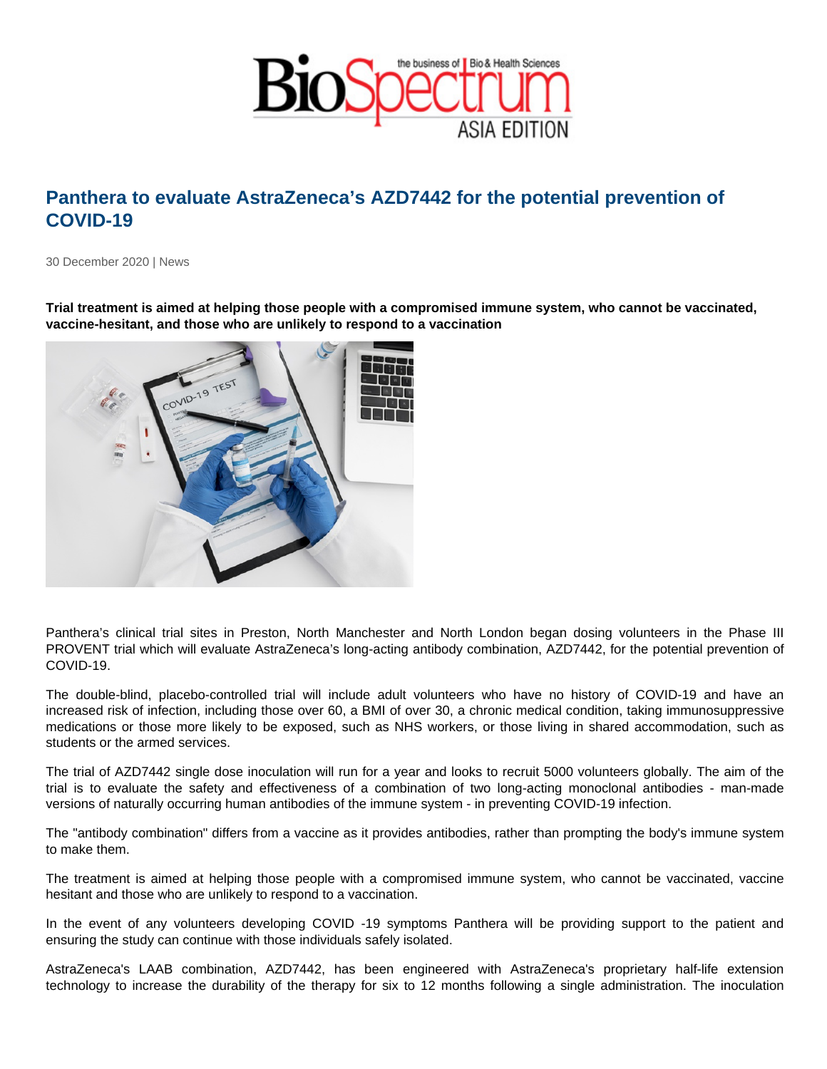# Panthera to evaluate AstraZeneca's AZD7442 for the potential prevention of COVID-19

30 December 2020 | News

**Trial treatment is aimed at helping those people with a compromised immune system, who cannot be vaccinated, vaccine-hesitant, and those who are unlikely to respond to a vaccination**

Panthera's clinical trial sites in Preston, North Manchester and North London began dosing volunteers in the Phase III PROVENT trial which will evaluate AstraZeneca's long-acting antibody combination, AZD7442, for the potential prevention of COVID-19.

The double-blind, placebo-controlled trial will include adult volunteers who have no history of COVID-19 and have an increased risk of infection, including those over 60, a BMI of over 30, a chronic medical condition, taking immunosuppressive medications or those more likely to be exposed, such as NHS workers, or those living in shared accommodation, such as students or the armed services.

The trial of AZD7442 single dose inoculation will run for a year and looks to recruit 5000 volunteers globally. The aim of the trial is to evaluate the safety and effectiveness of a combination of two long-acting monoclonal antibodies - man-made versions of naturally occurring human antibodies of the immune system - in preventing COVID-19 infection.

The "antibody combination" differs from a vaccine as it provides antibodies, rather than prompting the body's immune system to make them.

The treatment is aimed at helping those people with a compromised immune system, who cannot be vaccinated, vaccine hesitant and those who are unlikely to respond to a vaccination.

In the event of any volunteers developing COVID -19 symptoms Panthera will be providing support to the patient and ensuring the study can continue with those individuals safely isolated.

AstraZeneca's LAAB combination, AZD7442, has been engineered with AstraZeneca's proprietary half-life extension technology to increase the durability of the therapy for six to 12 months following a single administration. The inoculation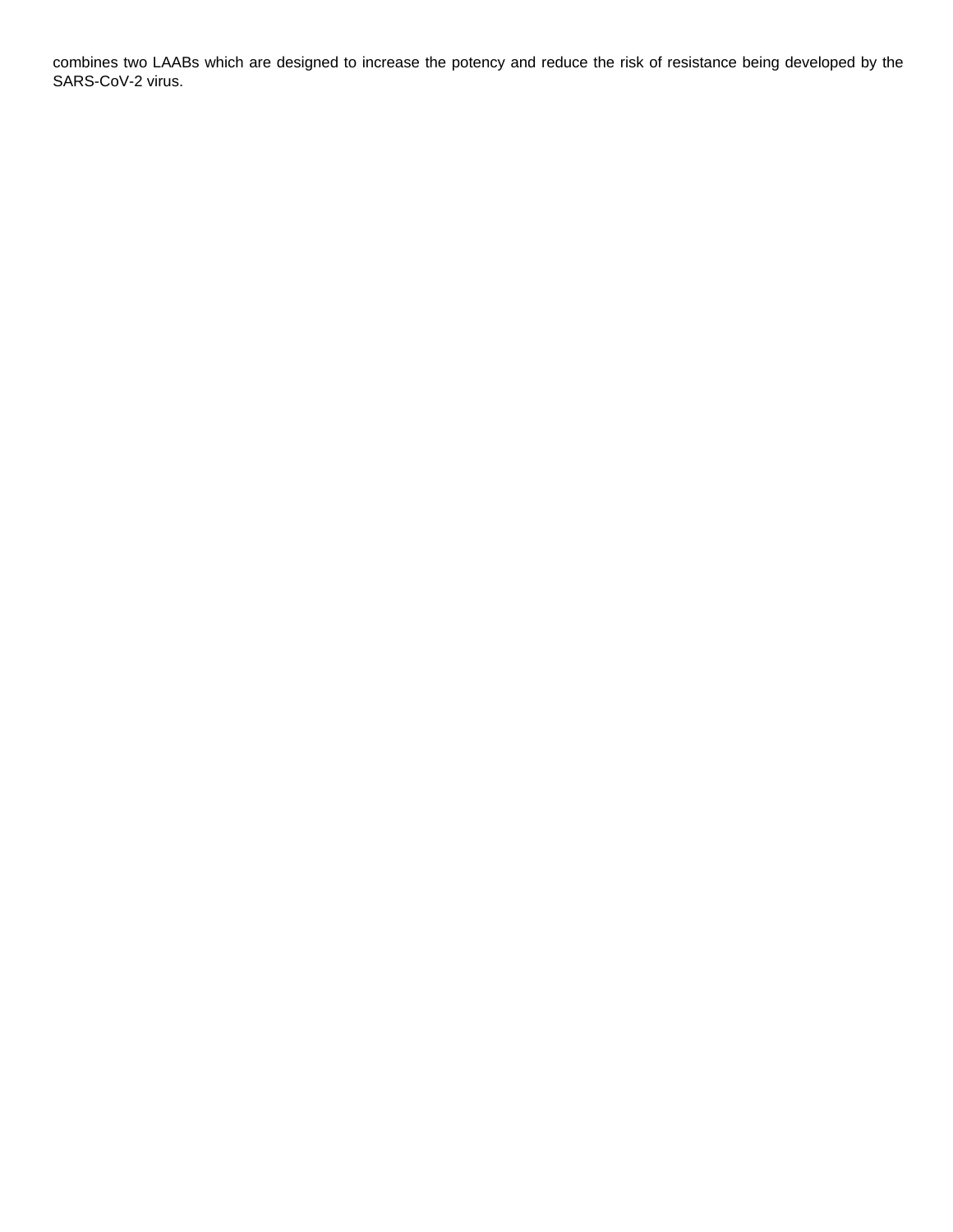combines two LAABs which are designed to increase the potency and reduce the risk of resistance being developed by the SARS-CoV-2 virus.